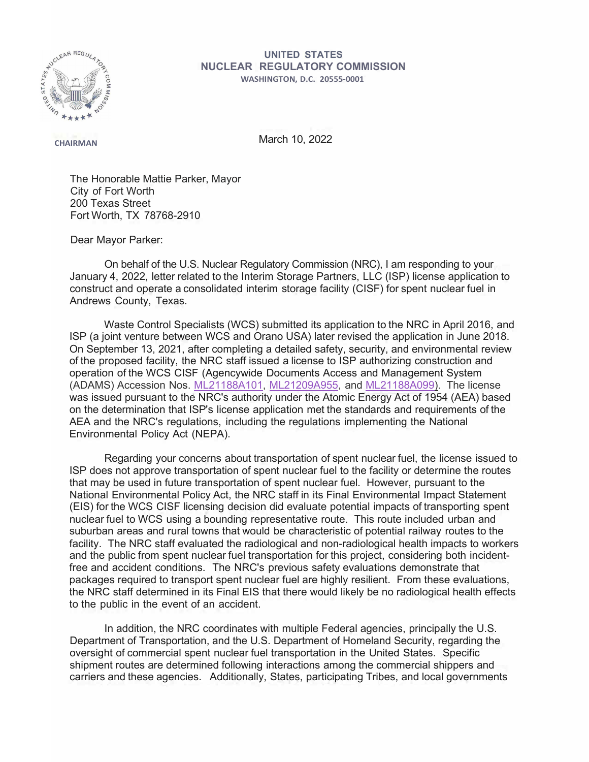UNITED STATES
NUCLEAR REGULATORY COMMISSION
WASHINGTON, D.C. 20555-0001

CHAIRMAN

March 10, 2022

The Honorable Mattie Parker, Mayor
City of Fort Worth
200 Texas Street
Fort Worth, TX 78768-2910

Dear Mayor Parker:

On behalf of the U.S. Nuclear Regulatory Commission (NRC), I am responding to your January 4, 2022, letter related to the Interim Storage Partners, LLC (ISP) license application to construct and operate a consolidated interim storage facility (CISF) for spent nuclear fuel in Andrews County, Texas.

Waste Control Specialists (WCS) submitted its application to the NRC in April 2016, and ISP (a joint venture between WCS and Orano USA) later revised the application in June 2018. On September 13, 2021, after completing a detailed safety, security, and environmental review of the proposed facility, the NRC staff issued a license to ISP authorizing construction and operation of the WCS CISF (Agencywide Documents Access and Management System (ADAMS) Accession Nos. ML21188A101, ML21209A955, and ML21188A099). The license was issued pursuant to the NRC's authority under the Atomic Energy Act of 1954 (AEA) based on the determination that ISP's license application met the standards and requirements of the AEA and the NRC's regulations, including the regulations implementing the National Environmental Policy Act (NEPA).

Regarding your concerns about transportation of spent nuclear fuel, the license issued to ISP does not approve transportation of spent nuclear fuel to the facility or determine the routes that may be used in future transportation of spent nuclear fuel. However, pursuant to the National Environmental Policy Act, the NRC staff in its Final Environmental Impact Statement (EIS) for the WCS CISF licensing decision did evaluate potential impacts of transporting spent nuclear fuel to WCS using a bounding representative route. This route included urban and suburban areas and rural towns that would be characteristic of potential railway routes to the facility. The NRC staff evaluated the radiological and non-radiological health impacts to workers and the public from spent nuclear fuel transportation for this project, considering both incident-free and accident conditions. The NRC's previous safety evaluations demonstrate that packages required to transport spent nuclear fuel are highly resilient. From these evaluations, the NRC staff determined in its Final EIS that there would likely be no radiological health effects to the public in the event of an accident.

In addition, the NRC coordinates with multiple Federal agencies, principally the U.S. Department of Transportation, and the U.S. Department of Homeland Security, regarding the oversight of commercial spent nuclear fuel transportation in the United States. Specific shipment routes are determined following interactions among the commercial shippers and carriers and these agencies. Additionally, States, participating Tribes, and local governments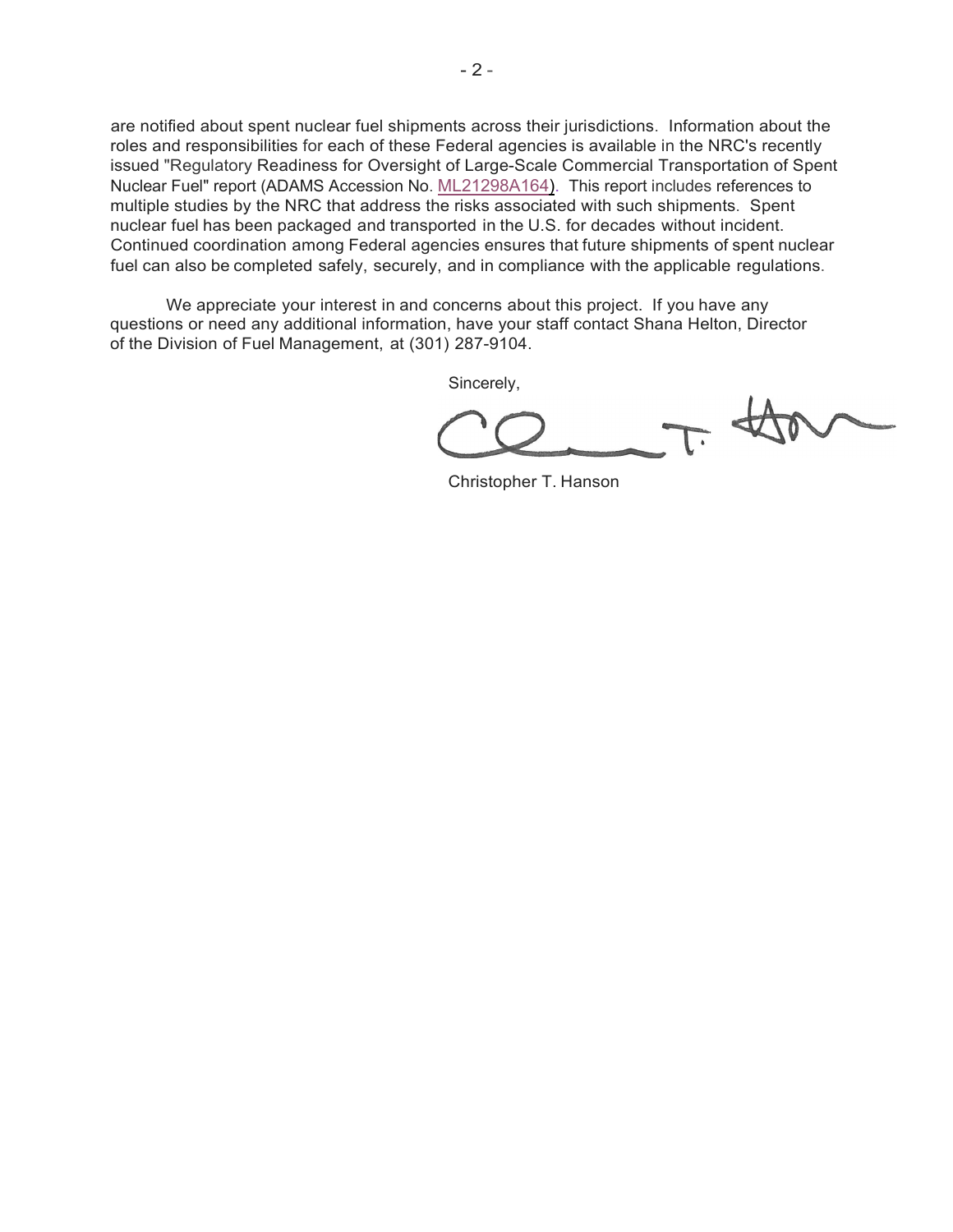are notified about spent nuclear fuel shipments across their jurisdictions. Information about the roles and responsibilities for each of these Federal agencies is available in the NRC's recently issued "Regulatory Readiness for Oversight of Large-Scale Commercial Transportation of Spent Nuclear Fuel" report (ADAMS Accession No. ML21298A164). This report includes references to multiple studies by the NRC that address the risks associated with such shipments. Spent nuclear fuel has been packaged and transported in the U.S. for decades without incident. Continued coordination among Federal agencies ensures that future shipments of spent nuclear fuel can also be completed safely, securely, and in compliance with the applicable regulations.

We appreciate your interest in and concerns about this project. If you have any questions or need any additional information, have your staff contact Shana Helton, Director of the Division of Fuel Management, at (301) 287-9104.

Sincerely,

Christopher T. Hanson